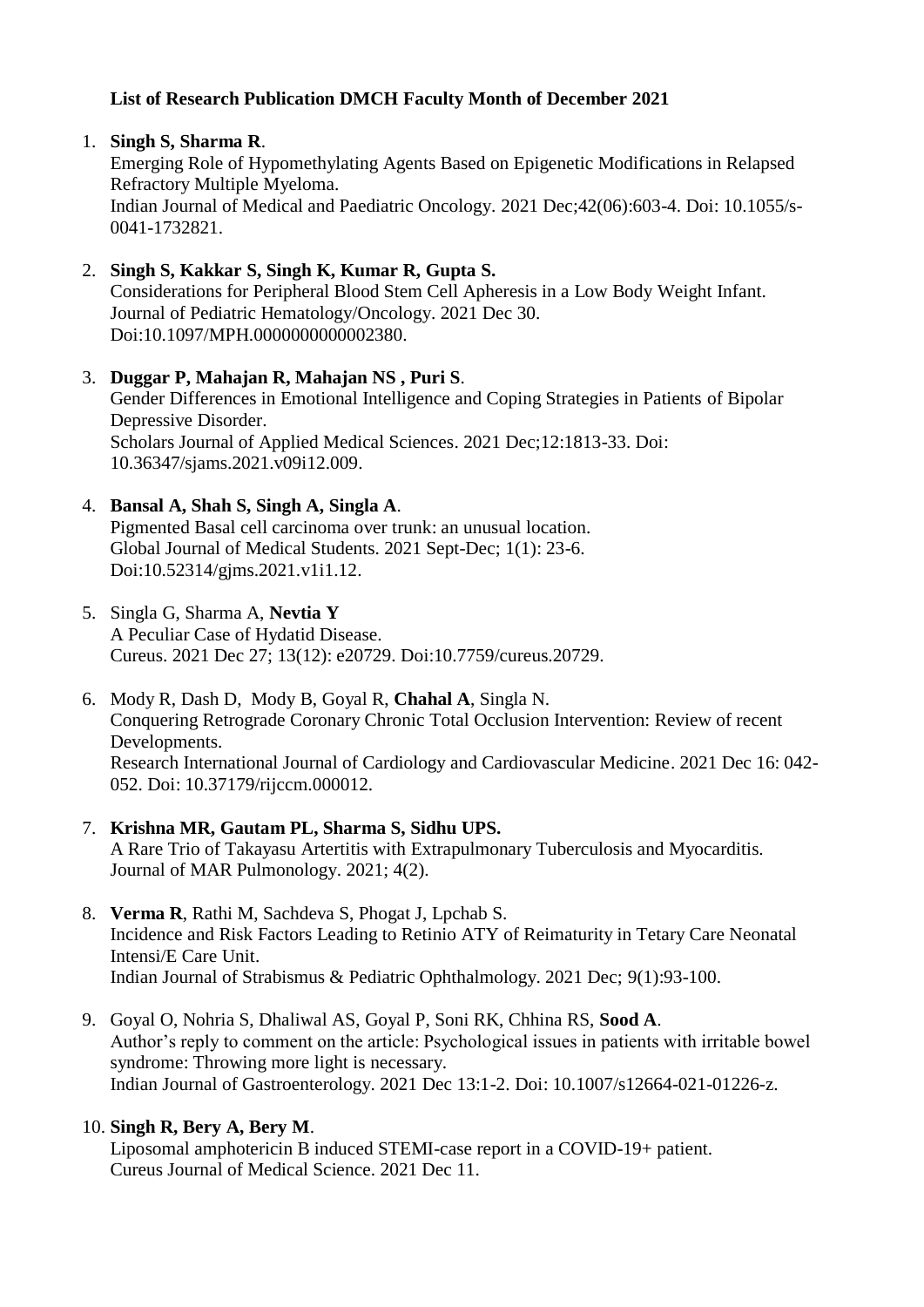**List of Research Publication DMCH Faculty Month of December 2021**

1. **Singh S, Sharma R**.
   Emerging Role of Hypomethylating Agents Based on Epigenetic Modifications in Relapsed Refractory Multiple Myeloma.
   Indian Journal of Medical and Paediatric Oncology. 2021 Dec;42(06):603-4. Doi: 10.1055/s-0041-1732821.

2. **Singh S, Kakkar S, Singh K, Kumar R, Gupta S.**
   Considerations for Peripheral Blood Stem Cell Apheresis in a Low Body Weight Infant.
   Journal of Pediatric Hematology/Oncology. 2021 Dec 30.
   Doi:10.1097/MPH.0000000000002380.

3. **Duggar P, Mahajan R, Mahajan NS , Puri S**.
   Gender Differences in Emotional Intelligence and Coping Strategies in Patients of Bipolar Depressive Disorder.
   Scholars Journal of Applied Medical Sciences. 2021 Dec;12:1813-33. Doi: 10.36347/sjams.2021.v09i12.009.

4. **Bansal A, Shah S, Singh A, Singla A**.
   Pigmented Basal cell carcinoma over trunk: an unusual location.
   Global Journal of Medical Students. 2021 Sept-Dec; 1(1): 23-6.
   Doi:10.52314/gjms.2021.v1i1.12.

5. Singla G, Sharma A, **Nevtia Y**
   A Peculiar Case of Hydatid Disease.
   Cureus. 2021 Dec 27; 13(12): e20729. Doi:10.7759/cureus.20729.

6. Mody R, Dash D, Mody B, Goyal R, **Chahal A**, Singla N.
   Conquering Retrograde Coronary Chronic Total Occlusion Intervention: Review of recent Developments.
   Research International Journal of Cardiology and Cardiovascular Medicine. 2021 Dec 16: 042-052. Doi: 10.37179/rijccm.000012.

7. **Krishna MR, Gautam PL, Sharma S, Sidhu UPS.**
   A Rare Trio of Takayasu Artertitis with Extrapulmonary Tuberculosis and Myocarditis.
   Journal of MAR Pulmonology. 2021; 4(2).

8. **Verma R**, Rathi M, Sachdeva S, Phogat J, Lpchab S.
   Incidence and Risk Factors Leading to Retinio ATY of Reimaturity in Tetary Care Neonatal Intensi/E Care Unit.
   Indian Journal of Strabismus & Pediatric Ophthalmology. 2021 Dec; 9(1):93-100.

9. Goyal O, Nohria S, Dhaliwal AS, Goyal P, Soni RK, Chhina RS, **Sood A**.
   Author's reply to comment on the article: Psychological issues in patients with irritable bowel syndrome: Throwing more light is necessary.
   Indian Journal of Gastroenterology. 2021 Dec 13:1-2. Doi: 10.1007/s12664-021-01226-z.

10. **Singh R, Bery A, Bery M**.
    Liposomal amphotericin B induced STEMI-case report in a COVID-19+ patient.
    Cureus Journal of Medical Science. 2021 Dec 11.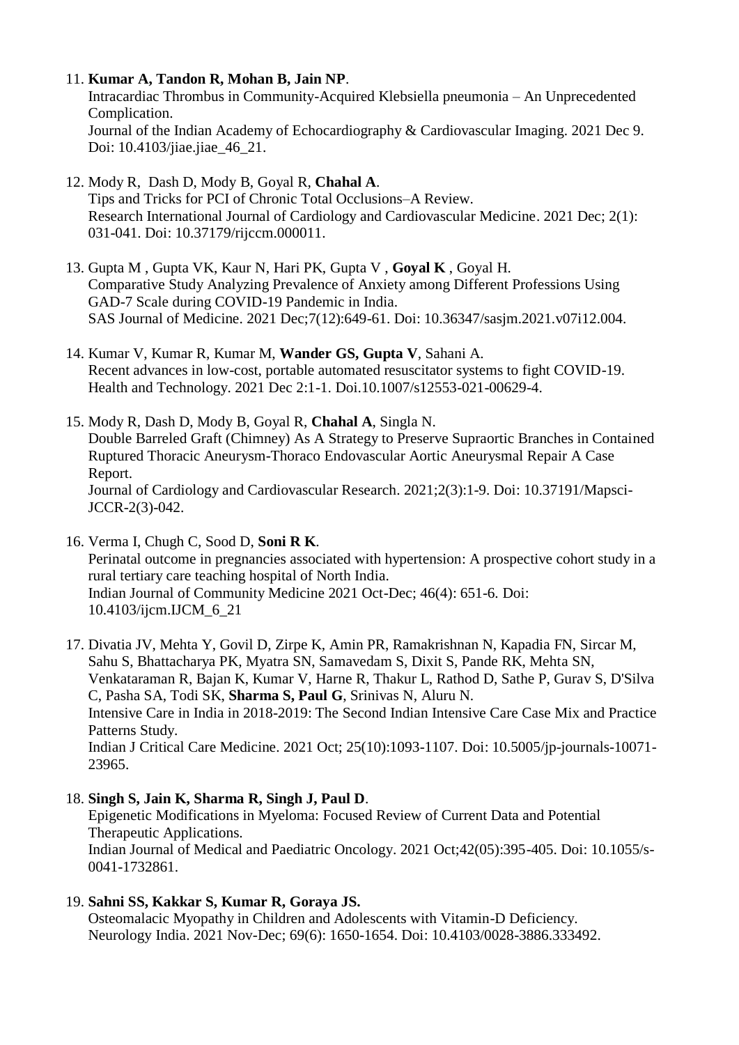11. **Kumar A, Tandon R, Mohan B, Jain NP**.
    Intracardiac Thrombus in Community-Acquired Klebsiella pneumonia – An Unprecedented Complication.
    Journal of the Indian Academy of Echocardiography & Cardiovascular Imaging. 2021 Dec 9. Doi: 10.4103/jiae.jiae_46_21.

12. Mody R, Dash D, Mody B, Goyal R, **Chahal A**.
    Tips and Tricks for PCI of Chronic Total Occlusions–A Review.
    Research International Journal of Cardiology and Cardiovascular Medicine. 2021 Dec; 2(1): 031-041. Doi: 10.37179/rijccm.000011.

13. Gupta M , Gupta VK, Kaur N, Hari PK, Gupta V , **Goyal K** , Goyal H.
    Comparative Study Analyzing Prevalence of Anxiety among Different Professions Using GAD-7 Scale during COVID-19 Pandemic in India.
    SAS Journal of Medicine. 2021 Dec;7(12):649-61. Doi: 10.36347/sasjm.2021.v07i12.004.

14. Kumar V, Kumar R, Kumar M, **Wander GS, Gupta V**, Sahani A.
    Recent advances in low-cost, portable automated resuscitator systems to fight COVID-19.
    Health and Technology. 2021 Dec 2:1-1. Doi.10.1007/s12553-021-00629-4.

15. Mody R, Dash D, Mody B, Goyal R, **Chahal A**, Singla N.
    Double Barreled Graft (Chimney) As A Strategy to Preserve Supraortic Branches in Contained Ruptured Thoracic Aneurysm-Thoraco Endovascular Aortic Aneurysmal Repair A Case Report.
    Journal of Cardiology and Cardiovascular Research. 2021;2(3):1-9. Doi: 10.37191/Mapsci-JCCR-2(3)-042.

16. Verma I, Chugh C, Sood D, **Soni R K**.
    Perinatal outcome in pregnancies associated with hypertension: A prospective cohort study in a rural tertiary care teaching hospital of North India.
    Indian Journal of Community Medicine 2021 Oct-Dec; 46(4): 651-6. Doi: 10.4103/ijcm.IJCM_6_21

17. Divatia JV, Mehta Y, Govil D, Zirpe K, Amin PR, Ramakrishnan N, Kapadia FN, Sircar M, Sahu S, Bhattacharya PK, Myatra SN, Samavedam S, Dixit S, Pande RK, Mehta SN, Venkataraman R, Bajan K, Kumar V, Harne R, Thakur L, Rathod D, Sathe P, Gurav S, D'Silva C, Pasha SA, Todi SK, **Sharma S, Paul G**, Srinivas N, Aluru N.
    Intensive Care in India in 2018-2019: The Second Indian Intensive Care Case Mix and Practice Patterns Study.
    Indian J Critical Care Medicine. 2021 Oct; 25(10):1093-1107. Doi: 10.5005/jp-journals-10071-23965.

18. **Singh S, Jain K, Sharma R, Singh J, Paul D**.
    Epigenetic Modifications in Myeloma: Focused Review of Current Data and Potential Therapeutic Applications.
    Indian Journal of Medical and Paediatric Oncology. 2021 Oct;42(05):395-405. Doi: 10.1055/s-0041-1732861.

19. **Sahni SS, Kakkar S, Kumar R, Goraya JS.**
    Osteomalacic Myopathy in Children and Adolescents with Vitamin-D Deficiency.
    Neurology India. 2021 Nov-Dec; 69(6): 1650-1654. Doi: 10.4103/0028-3886.333492.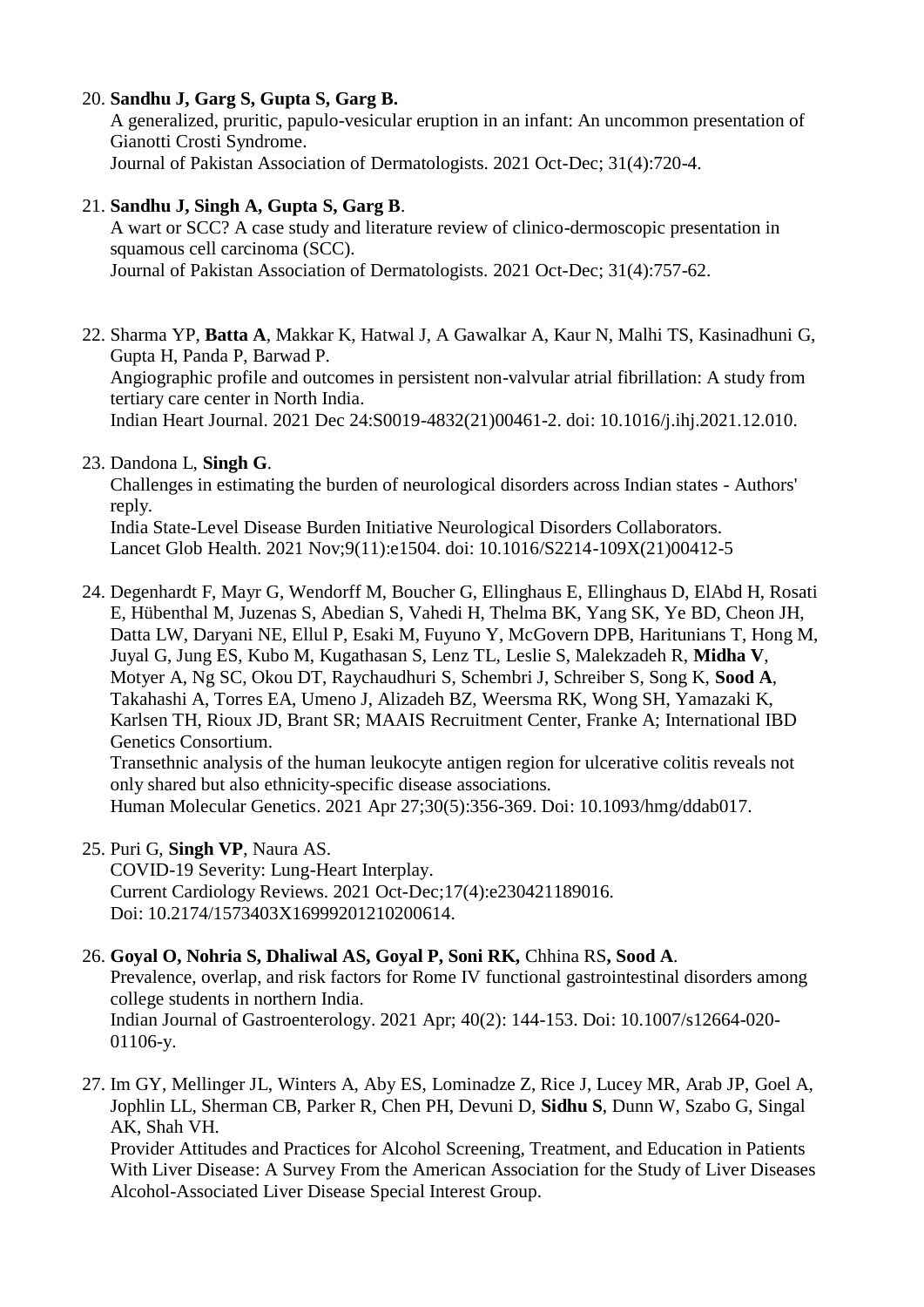20. **Sandhu J, Garg S, Gupta S, Garg B.**
    A generalized, pruritic, papulo-vesicular eruption in an infant: An uncommon presentation of Gianotti Crosti Syndrome.
    Journal of Pakistan Association of Dermatologists. 2021 Oct-Dec; 31(4):720-4.

21. **Sandhu J, Singh A, Gupta S, Garg B**.
    A wart or SCC? A case study and literature review of clinico-dermoscopic presentation in squamous cell carcinoma (SCC).
    Journal of Pakistan Association of Dermatologists. 2021 Oct-Dec; 31(4):757-62.

22. Sharma YP, **Batta A**, Makkar K, Hatwal J, A Gawalkar A, Kaur N, Malhi TS, Kasinadhuni G, Gupta H, Panda P, Barwad P.
    Angiographic profile and outcomes in persistent non-valvular atrial fibrillation: A study from tertiary care center in North India.
    Indian Heart Journal. 2021 Dec 24:S0019-4832(21)00461-2. doi: 10.1016/j.ihj.2021.12.010.

23. Dandona L, **Singh G**.
    Challenges in estimating the burden of neurological disorders across Indian states - Authors' reply.
    India State-Level Disease Burden Initiative Neurological Disorders Collaborators.
    Lancet Glob Health. 2021 Nov;9(11):e1504. doi: 10.1016/S2214-109X(21)00412-5

24. Degenhardt F, Mayr G, Wendorff M, Boucher G, Ellinghaus E, Ellinghaus D, ElAbd H, Rosati E, Hübenthal M, Juzenas S, Abedian S, Vahedi H, Thelma BK, Yang SK, Ye BD, Cheon JH, Datta LW, Daryani NE, Ellul P, Esaki M, Fuyuno Y, McGovern DPB, Haritunians T, Hong M, Juyal G, Jung ES, Kubo M, Kugathasan S, Lenz TL, Leslie S, Malekzadeh R, **Midha V**, Motyer A, Ng SC, Okou DT, Raychaudhuri S, Schembri J, Schreiber S, Song K, **Sood A**, Takahashi A, Torres EA, Umeno J, Alizadeh BZ, Weersma RK, Wong SH, Yamazaki K, Karlsen TH, Rioux JD, Brant SR; MAAIS Recruitment Center, Franke A; International IBD Genetics Consortium.
    Transethnic analysis of the human leukocyte antigen region for ulcerative colitis reveals not only shared but also ethnicity-specific disease associations.
    Human Molecular Genetics. 2021 Apr 27;30(5):356-369. Doi: 10.1093/hmg/ddab017.

25. Puri G, **Singh VP**, Naura AS.
    COVID-19 Severity: Lung-Heart Interplay.
    Current Cardiology Reviews. 2021 Oct-Dec;17(4):e230421189016.
    Doi: 10.2174/1573403X16999201210200614.

26. **Goyal O, Nohria S, Dhaliwal AS, Goyal P, Soni RK,** Chhina RS**, Sood A**.
    Prevalence, overlap, and risk factors for Rome IV functional gastrointestinal disorders among college students in northern India.
    Indian Journal of Gastroenterology. 2021 Apr; 40(2): 144-153. Doi: 10.1007/s12664-020-01106-y.

27. Im GY, Mellinger JL, Winters A, Aby ES, Lominadze Z, Rice J, Lucey MR, Arab JP, Goel A, Jophlin LL, Sherman CB, Parker R, Chen PH, Devuni D, **Sidhu S**, Dunn W, Szabo G, Singal AK, Shah VH.
    Provider Attitudes and Practices for Alcohol Screening, Treatment, and Education in Patients With Liver Disease: A Survey From the American Association for the Study of Liver Diseases Alcohol-Associated Liver Disease Special Interest Group.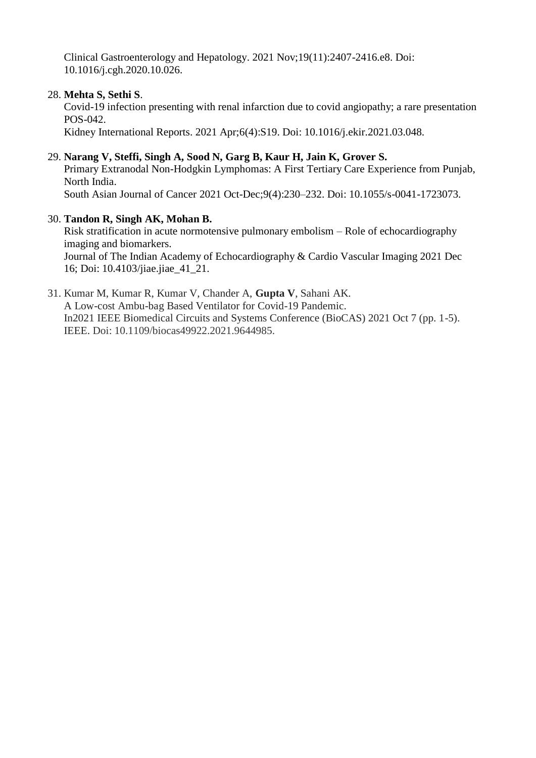Clinical Gastroenterology and Hepatology. 2021 Nov;19(11):2407-2416.e8. Doi: 10.1016/j.cgh.2020.10.026.

28. **Mehta S, Sethi S**.
    Covid-19 infection presenting with renal infarction due to covid angiopathy; a rare presentation POS-042.
    Kidney International Reports. 2021 Apr;6(4):S19. Doi: 10.1016/j.ekir.2021.03.048.

29. **Narang V, Steffi, Singh A, Sood N, Garg B, Kaur H, Jain K, Grover S.**
    Primary Extranodal Non-Hodgkin Lymphomas: A First Tertiary Care Experience from Punjab, North India.
    South Asian Journal of Cancer 2021 Oct-Dec;9(4):230–232. Doi: 10.1055/s-0041-1723073.

30. **Tandon R, Singh AK, Mohan B.**
    Risk stratification in acute normotensive pulmonary embolism – Role of echocardiography imaging and biomarkers.
    Journal of The Indian Academy of Echocardiography & Cardio Vascular Imaging 2021 Dec 16; Doi: 10.4103/jiae.jiae_41_21.

31. Kumar M, Kumar R, Kumar V, Chander A, **Gupta V**, Sahani AK.
    A Low-cost Ambu-bag Based Ventilator for Covid-19 Pandemic.
    In2021 IEEE Biomedical Circuits and Systems Conference (BioCAS) 2021 Oct 7 (pp. 1-5). IEEE. Doi: 10.1109/biocas49922.2021.9644985.